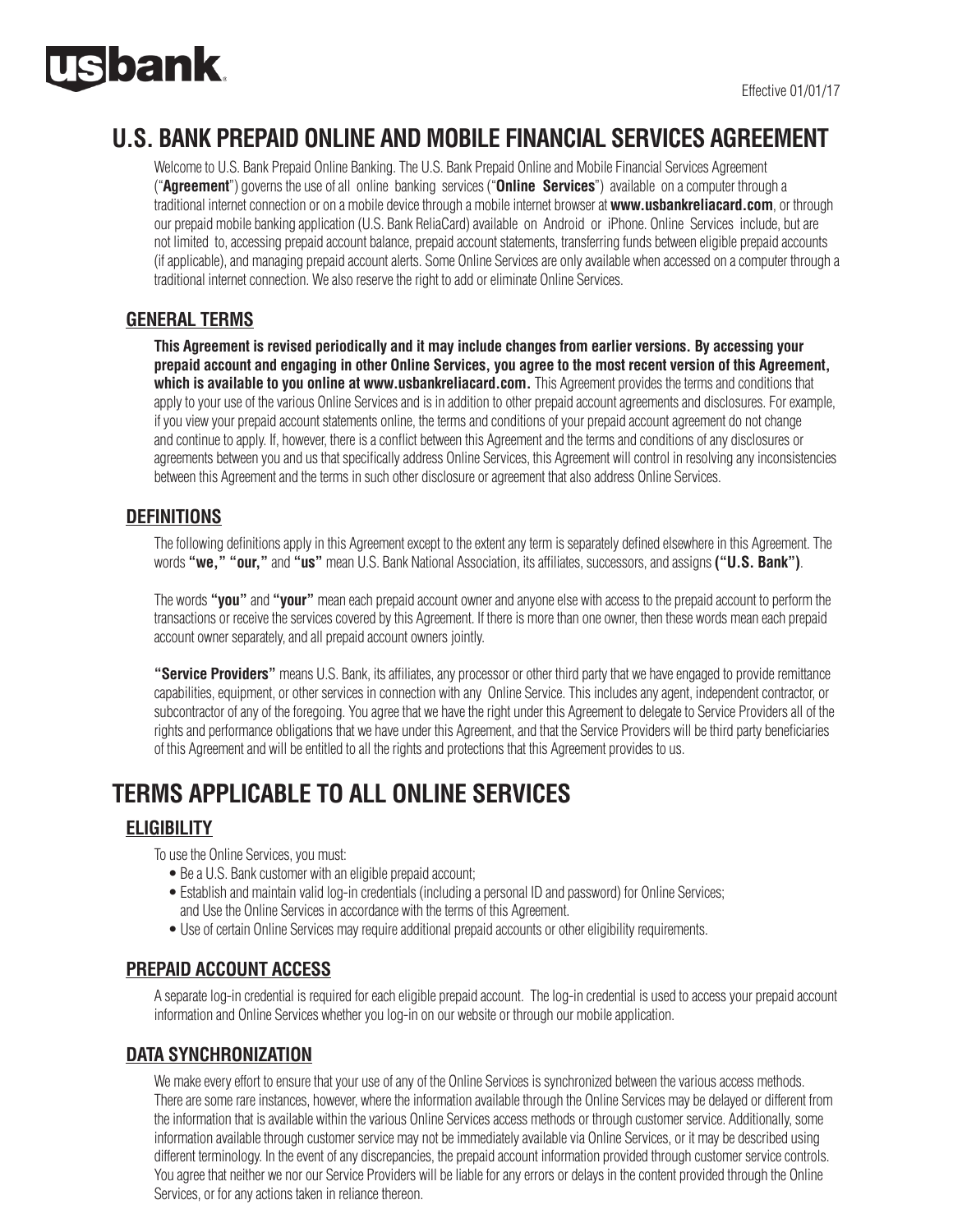Effective 01/01/17

# U.S. BANK PREPAID ONLINE AND MOBILE FINANCIAL SERVICES AGREEMENT

Welcome to U.S. Bank Prepaid Online Banking. The U.S. Bank Prepaid Online and Mobile Financial Services Agreement ("**Agreement**") governs the use of all online banking services ("**Online Services**") available on a computer through a traditional internet connection or on a mobile device through a mobile internet browser at **www.usbankreliacard.com**, or through our prepaid mobile banking application (U.S. Bank ReliaCard) available on Android or iPhone. Online Services include, but are not limited to, accessing prepaid account balance, prepaid account statements, transferring funds between eligible prepaid accounts (if applicable), and managing prepaid account alerts. Some Online Services are only available when accessed on a computer through a traditional internet connection. We also reserve the right to add or eliminate Online Services.

## GENERAL TERMS

**This Agreement is revised periodically and it may include changes from earlier versions. By accessing your prepaid account and engaging in other Online Services, you agree to the most recent version of this Agreement, which is available to you online at www.usbankreliacard.com.** This Agreement provides the terms and conditions that apply to your use of the various Online Services and is in addition to other prepaid account agreements and disclosures. For example, if you view your prepaid account statements online, the terms and conditions of your prepaid account agreement do not change and continue to apply. If, however, there is a conflict between this Agreement and the terms and conditions of any disclosures or agreements between you and us that specifically address Online Services, this Agreement will control in resolving any inconsistencies between this Agreement and the terms in such other disclosure or agreement that also address Online Services.

## DEFINITIONS

The following definitions apply in this Agreement except to the extent any term is separately defined elsewhere in this Agreement. The words **"we," "our,"** and **"us"** mean U.S. Bank National Association, its affiliates, successors, and assigns **("U.S. Bank")**.

The words **"you"** and **"your"** mean each prepaid account owner and anyone else with access to the prepaid account to perform the transactions or receive the services covered by this Agreement. If there is more than one owner, then these words mean each prepaid account owner separately, and all prepaid account owners jointly.

**"Service Providers"** means U.S. Bank, its affiliates, any processor or other third party that we have engaged to provide remittance capabilities, equipment, or other services in connection with any Online Service. This includes any agent, independent contractor, or subcontractor of any of the foregoing. You agree that we have the right under this Agreement to delegate to Service Providers all of the rights and performance obligations that we have under this Agreement, and that the Service Providers will be third party beneficiaries of this Agreement and will be entitled to all the rights and protections that this Agreement provides to us.

# TERMS APPLICABLE TO ALL ONLINE SERVICES

## ELIGIBILITY

To use the Online Services, you must:

- Be a U.S. Bank customer with an eligible prepaid account;
- Establish and maintain valid log-in credentials (including a personal ID and password) for Online Services; and Use the Online Services in accordance with the terms of this Agreement.
- Use of certain Online Services may require additional prepaid accounts or other eligibility requirements.

## PREPAID ACCOUNT ACCESS

A separate log-in credential is required for each eligible prepaid account. The log-in credential is used to access your prepaid account information and Online Services whether you log-in on our website or through our mobile application.

## DATA SYNCHRONIZATION

We make every effort to ensure that your use of any of the Online Services is synchronized between the various access methods. There are some rare instances, however, where the information available through the Online Services may be delayed or different from the information that is available within the various Online Services access methods or through customer service. Additionally, some information available through customer service may not be immediately available via Online Services, or it may be described using different terminology. In the event of any discrepancies, the prepaid account information provided through customer service controls. You agree that neither we nor our Service Providers will be liable for any errors or delays in the content provided through the Online Services, or for any actions taken in reliance thereon.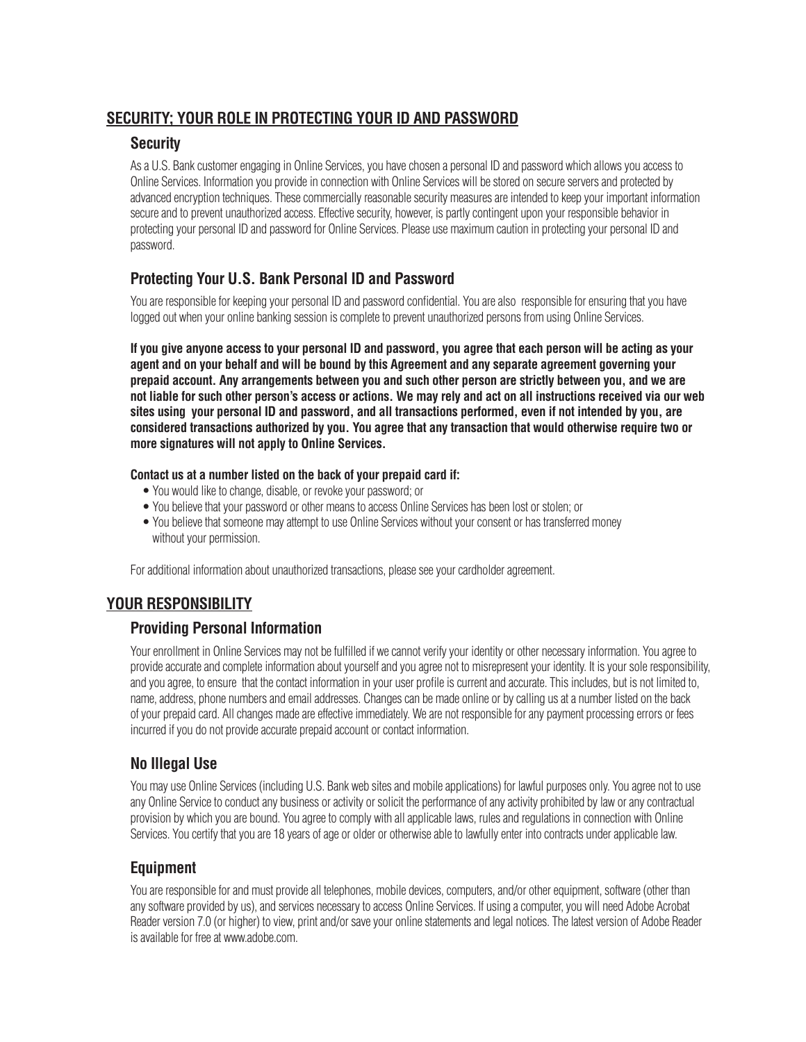## SECURITY; YOUR ROLE IN PROTECTING YOUR ID AND PASSWORD

### Security

As a U.S. Bank customer engaging in Online Services, you have chosen a personal ID and password which allows you access to Online Services. Information you provide in connection with Online Services will be stored on secure servers and protected by advanced encryption techniques. These commercially reasonable security measures are intended to keep your important information secure and to prevent unauthorized access. Effective security, however, is partly contingent upon your responsible behavior in protecting your personal ID and password for Online Services. Please use maximum caution in protecting your personal ID and password.

### Protecting Your U.S. Bank Personal ID and Password

You are responsible for keeping your personal ID and password confidential. You are also responsible for ensuring that you have logged out when your online banking session is complete to prevent unauthorized persons from using Online Services.

**If you give anyone access to your personal ID and password, you agree that each person will be acting as your agent and on your behalf and will be bound by this Agreement and any separate agreement governing your prepaid account. Any arrangements between you and such other person are strictly between you, and we are not liable for such other person's access or actions. We may rely and act on all instructions received via our web sites using your personal ID and password, and all transactions performed, even if not intended by you, are considered transactions authorized by you. You agree that any transaction that would otherwise require two or more signatures will not apply to Online Services.**

**Contact us at a number listed on the back of your prepaid card if:**

- You would like to change, disable, or revoke your password; or
- You believe that your password or other means to access Online Services has been lost or stolen; or
- You believe that someone may attempt to use Online Services without your consent or has transferred money without your permission.

For additional information about unauthorized transactions, please see your cardholder agreement.

## YOUR RESPONSIBILITY

### Providing Personal Information

Your enrollment in Online Services may not be fulfilled if we cannot verify your identity or other necessary information. You agree to provide accurate and complete information about yourself and you agree not to misrepresent your identity. It is your sole responsibility, and you agree, to ensure that the contact information in your user profile is current and accurate. This includes, but is not limited to, name, address, phone numbers and email addresses. Changes can be made online or by calling us at a number listed on the back of your prepaid card. All changes made are effective immediately. We are not responsible for any payment processing errors or fees incurred if you do not provide accurate prepaid account or contact information.

### No Illegal Use

You may use Online Services (including U.S. Bank web sites and mobile applications) for lawful purposes only. You agree not to use any Online Service to conduct any business or activity or solicit the performance of any activity prohibited by law or any contractual provision by which you are bound. You agree to comply with all applicable laws, rules and regulations in connection with Online Services. You certify that you are 18 years of age or older or otherwise able to lawfully enter into contracts under applicable law.

### Equipment

You are responsible for and must provide all telephones, mobile devices, computers, and/or other equipment, software (other than any software provided by us), and services necessary to access Online Services. If using a computer, you will need Adobe Acrobat Reader version 7.0 (or higher) to view, print and/or save your online statements and legal notices. The latest version of Adobe Reader is available for free at www.adobe.com.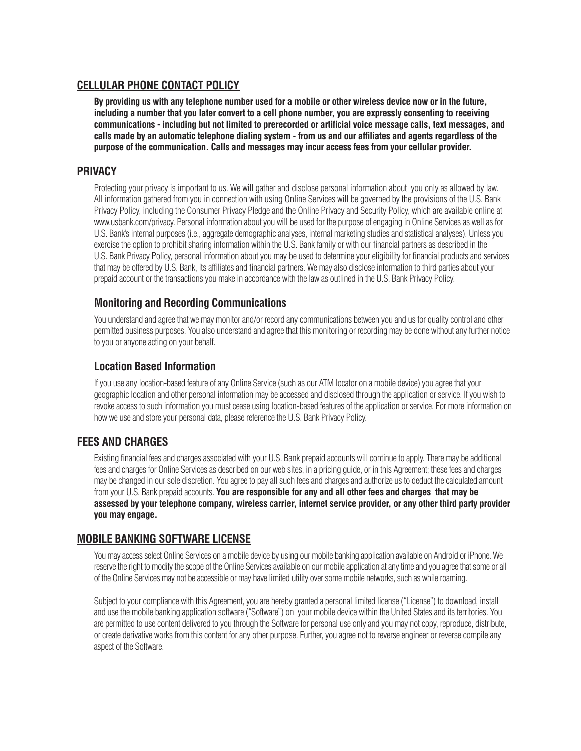## CELLULAR PHONE CONTACT POLICY

**By providing us with any telephone number used for a mobile or other wireless device now or in the future, including a number that you later convert to a cell phone number, you are expressly consenting to receiving communications - including but not limited to prerecorded or artificial voice message calls, text messages, and calls made by an automatic telephone dialing system - from us and our affiliates and agents regardless of the purpose of the communication. Calls and messages may incur access fees from your cellular provider.**

## PRIVACY

Protecting your privacy is important to us. We will gather and disclose personal information about you only as allowed by law. All information gathered from you in connection with using Online Services will be governed by the provisions of the U.S. Bank Privacy Policy, including the Consumer Privacy Pledge and the Online Privacy and Security Policy, which are available online at www.usbank.com/privacy. Personal information about you will be used for the purpose of engaging in Online Services as well as for U.S. Bank's internal purposes (i.e., aggregate demographic analyses, internal marketing studies and statistical analyses). Unless you exercise the option to prohibit sharing information within the U.S. Bank family or with our financial partners as described in the U.S. Bank Privacy Policy, personal information about you may be used to determine your eligibility for financial products and services that may be offered by U.S. Bank, its affiliates and financial partners. We may also disclose information to third parties about your prepaid account or the transactions you make in accordance with the law as outlined in the U.S. Bank Privacy Policy.

### Monitoring and Recording Communications

You understand and agree that we may monitor and/or record any communications between you and us for quality control and other permitted business purposes. You also understand and agree that this monitoring or recording may be done without any further notice to you or anyone acting on your behalf.

### Location Based Information

If you use any location-based feature of any Online Service (such as our ATM locator on a mobile device) you agree that your geographic location and other personal information may be accessed and disclosed through the application or service. If you wish to revoke access to such information you must cease using location-based features of the application or service. For more information on how we use and store your personal data, please reference the U.S. Bank Privacy Policy.

## FEES AND CHARGES

Existing financial fees and charges associated with your U.S. Bank prepaid accounts will continue to apply. There may be additional fees and charges for Online Services as described on our web sites, in a pricing guide, or in this Agreement; these fees and charges may be changed in our sole discretion. You agree to pay all such fees and charges and authorize us to deduct the calculated amount from your U.S. Bank prepaid accounts. **You are responsible for any and all other fees and charges that may be assessed by your telephone company, wireless carrier, internet service provider, or any other third party provider you may engage.**

## MOBILE BANKING SOFTWARE LICENSE

You may access select Online Services on a mobile device by using our mobile banking application available on Android or iPhone. We reserve the right to modify the scope of the Online Services available on our mobile application at any time and you agree that some or all of the Online Services may not be accessible or may have limited utility over some mobile networks, such as while roaming.

Subject to your compliance with this Agreement, you are hereby granted a personal limited license ("License") to download, install and use the mobile banking application software ("Software") on your mobile device within the United States and its territories. You are permitted to use content delivered to you through the Software for personal use only and you may not copy, reproduce, distribute, or create derivative works from this content for any other purpose. Further, you agree not to reverse engineer or reverse compile any aspect of the Software.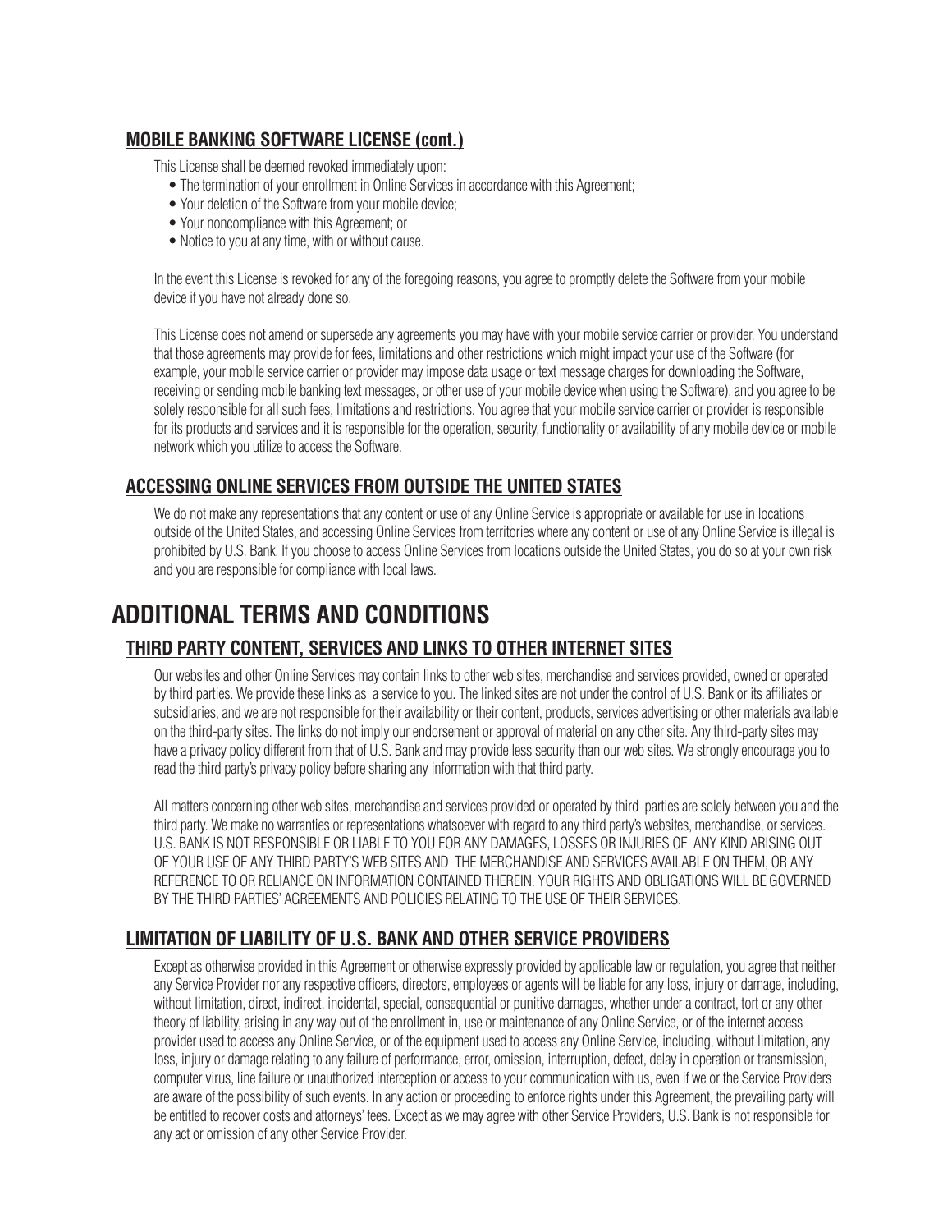## MOBILE BANKING SOFTWARE LICENSE (cont.)

This License shall be deemed revoked immediately upon:

- The termination of your enrollment in Online Services in accordance with this Agreement;
- Your deletion of the Software from your mobile device;
- Your noncompliance with this Agreement; or
- Notice to you at any time, with or without cause.

In the event this License is revoked for any of the foregoing reasons, you agree to promptly delete the Software from your mobile device if you have not already done so.

This License does not amend or supersede any agreements you may have with your mobile service carrier or provider. You understand that those agreements may provide for fees, limitations and other restrictions which might impact your use of the Software (for example, your mobile service carrier or provider may impose data usage or text message charges for downloading the Software, receiving or sending mobile banking text messages, or other use of your mobile device when using the Software), and you agree to be solely responsible for all such fees, limitations and restrictions. You agree that your mobile service carrier or provider is responsible for its products and services and it is responsible for the operation, security, functionality or availability of any mobile device or mobile network which you utilize to access the Software.

## ACCESSING ONLINE SERVICES FROM OUTSIDE THE UNITED STATES

We do not make any representations that any content or use of any Online Service is appropriate or available for use in locations outside of the United States, and accessing Online Services from territories where any content or use of any Online Service is illegal is prohibited by U.S. Bank. If you choose to access Online Services from locations outside the United States, you do so at your own risk and you are responsible for compliance with local laws.

# ADDITIONAL TERMS AND CONDITIONS

## THIRD PARTY CONTENT, SERVICES AND LINKS TO OTHER INTERNET SITES

Our websites and other Online Services may contain links to other web sites, merchandise and services provided, owned or operated by third parties. We provide these links as a service to you. The linked sites are not under the control of U.S. Bank or its affiliates or subsidiaries, and we are not responsible for their availability or their content, products, services advertising or other materials available on the third-party sites. The links do not imply our endorsement or approval of material on any other site. Any third-party sites may have a privacy policy different from that of U.S. Bank and may provide less security than our web sites. We strongly encourage you to read the third party's privacy policy before sharing any information with that third party.

All matters concerning other web sites, merchandise and services provided or operated by third parties are solely between you and the third party. We make no warranties or representations whatsoever with regard to any third party's websites, merchandise, or services. U.S. BANK IS NOT RESPONSIBLE OR LIABLE TO YOU FOR ANY DAMAGES, LOSSES OR INJURIES OF ANY KIND ARISING OUT OF YOUR USE OF ANY THIRD PARTY'S WEB SITES AND THE MERCHANDISE AND SERVICES AVAILABLE ON THEM, OR ANY REFERENCE TO OR RELIANCE ON INFORMATION CONTAINED THEREIN. YOUR RIGHTS AND OBLIGATIONS WILL BE GOVERNED BY THE THIRD PARTIES' AGREEMENTS AND POLICIES RELATING TO THE USE OF THEIR SERVICES.

## LIMITATION OF LIABILITY OF U.S. BANK AND OTHER SERVICE PROVIDERS

Except as otherwise provided in this Agreement or otherwise expressly provided by applicable law or regulation, you agree that neither any Service Provider nor any respective officers, directors, employees or agents will be liable for any loss, injury or damage, including, without limitation, direct, indirect, incidental, special, consequential or punitive damages, whether under a contract, tort or any other theory of liability, arising in any way out of the enrollment in, use or maintenance of any Online Service, or of the internet access provider used to access any Online Service, or of the equipment used to access any Online Service, including, without limitation, any loss, injury or damage relating to any failure of performance, error, omission, interruption, defect, delay in operation or transmission, computer virus, line failure or unauthorized interception or access to your communication with us, even if we or the Service Providers are aware of the possibility of such events. In any action or proceeding to enforce rights under this Agreement, the prevailing party will be entitled to recover costs and attorneys' fees. Except as we may agree with other Service Providers, U.S. Bank is not responsible for any act or omission of any other Service Provider.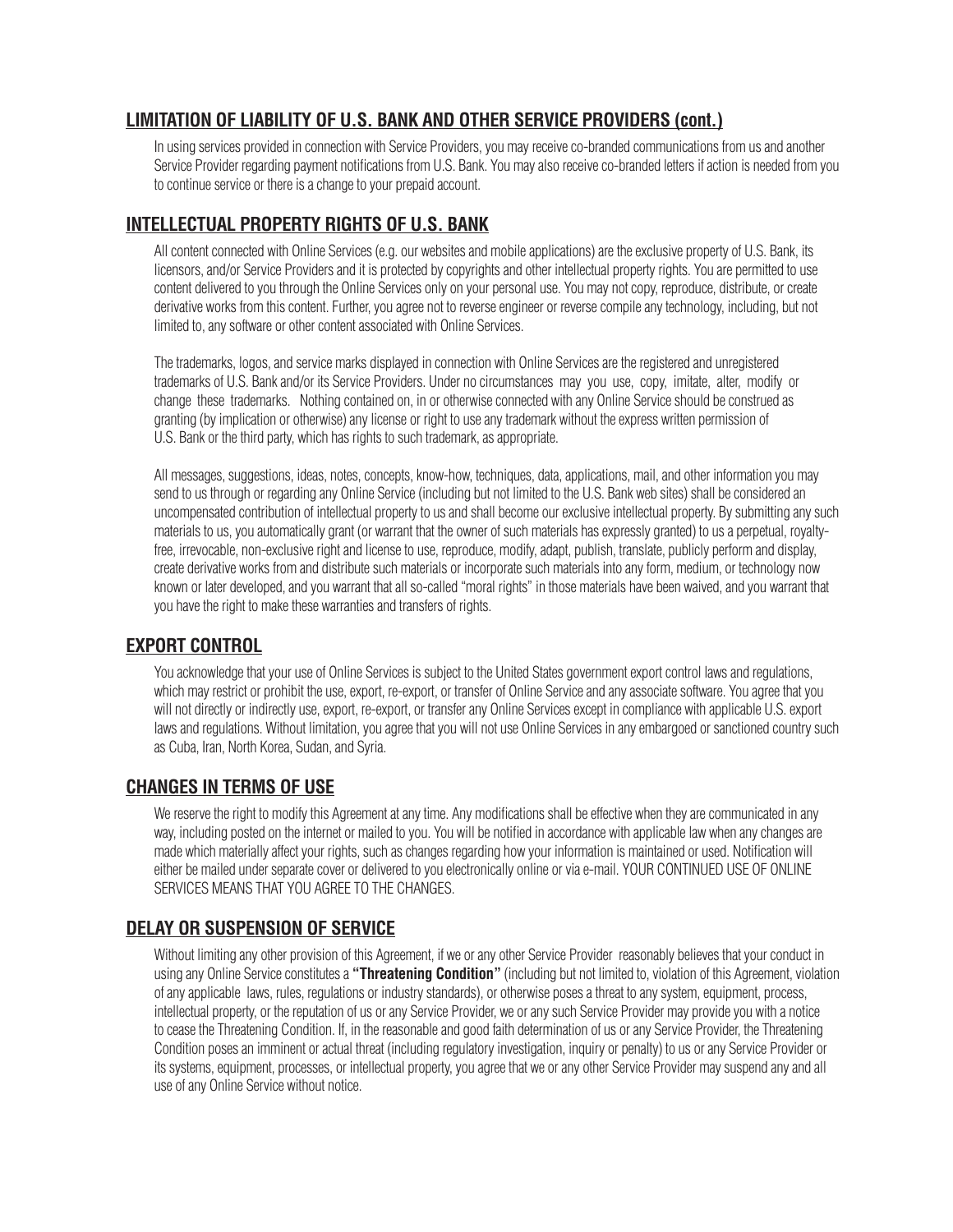## LIMITATION OF LIABILITY OF U.S. BANK AND OTHER SERVICE PROVIDERS (cont.)

In using services provided in connection with Service Providers, you may receive co-branded communications from us and another Service Provider regarding payment notifications from U.S. Bank. You may also receive co-branded letters if action is needed from you to continue service or there is a change to your prepaid account.

## INTELLECTUAL PROPERTY RIGHTS OF U.S. BANK

All content connected with Online Services (e.g. our websites and mobile applications) are the exclusive property of U.S. Bank, its licensors, and/or Service Providers and it is protected by copyrights and other intellectual property rights. You are permitted to use content delivered to you through the Online Services only on your personal use. You may not copy, reproduce, distribute, or create derivative works from this content. Further, you agree not to reverse engineer or reverse compile any technology, including, but not limited to, any software or other content associated with Online Services.

The trademarks, logos, and service marks displayed in connection with Online Services are the registered and unregistered trademarks of U.S. Bank and/or its Service Providers. Under no circumstances may you use, copy, imitate, alter, modify or change these trademarks. Nothing contained on, in or otherwise connected with any Online Service should be construed as granting (by implication or otherwise) any license or right to use any trademark without the express written permission of U.S. Bank or the third party, which has rights to such trademark, as appropriate.

All messages, suggestions, ideas, notes, concepts, know-how, techniques, data, applications, mail, and other information you may send to us through or regarding any Online Service (including but not limited to the U.S. Bank web sites) shall be considered an uncompensated contribution of intellectual property to us and shall become our exclusive intellectual property. By submitting any such materials to us, you automatically grant (or warrant that the owner of such materials has expressly granted) to us a perpetual, royalty-free, irrevocable, non-exclusive right and license to use, reproduce, modify, adapt, publish, translate, publicly perform and display, create derivative works from and distribute such materials or incorporate such materials into any form, medium, or technology now known or later developed, and you warrant that all so-called "moral rights" in those materials have been waived, and you warrant that you have the right to make these warranties and transfers of rights.

## EXPORT CONTROL

You acknowledge that your use of Online Services is subject to the United States government export control laws and regulations, which may restrict or prohibit the use, export, re-export, or transfer of Online Service and any associate software. You agree that you will not directly or indirectly use, export, re-export, or transfer any Online Services except in compliance with applicable U.S. export laws and regulations. Without limitation, you agree that you will not use Online Services in any embargoed or sanctioned country such as Cuba, Iran, North Korea, Sudan, and Syria.

## CHANGES IN TERMS OF USE

We reserve the right to modify this Agreement at any time. Any modifications shall be effective when they are communicated in any way, including posted on the internet or mailed to you. You will be notified in accordance with applicable law when any changes are made which materially affect your rights, such as changes regarding how your information is maintained or used. Notification will either be mailed under separate cover or delivered to you electronically online or via e-mail. YOUR CONTINUED USE OF ONLINE SERVICES MEANS THAT YOU AGREE TO THE CHANGES.

## DELAY OR SUSPENSION OF SERVICE

Without limiting any other provision of this Agreement, if we or any other Service Provider reasonably believes that your conduct in using any Online Service constitutes a **"Threatening Condition"** (including but not limited to, violation of this Agreement, violation of any applicable laws, rules, regulations or industry standards), or otherwise poses a threat to any system, equipment, process, intellectual property, or the reputation of us or any Service Provider, we or any such Service Provider may provide you with a notice to cease the Threatening Condition. If, in the reasonable and good faith determination of us or any Service Provider, the Threatening Condition poses an imminent or actual threat (including regulatory investigation, inquiry or penalty) to us or any Service Provider or its systems, equipment, processes, or intellectual property, you agree that we or any other Service Provider may suspend any and all use of any Online Service without notice.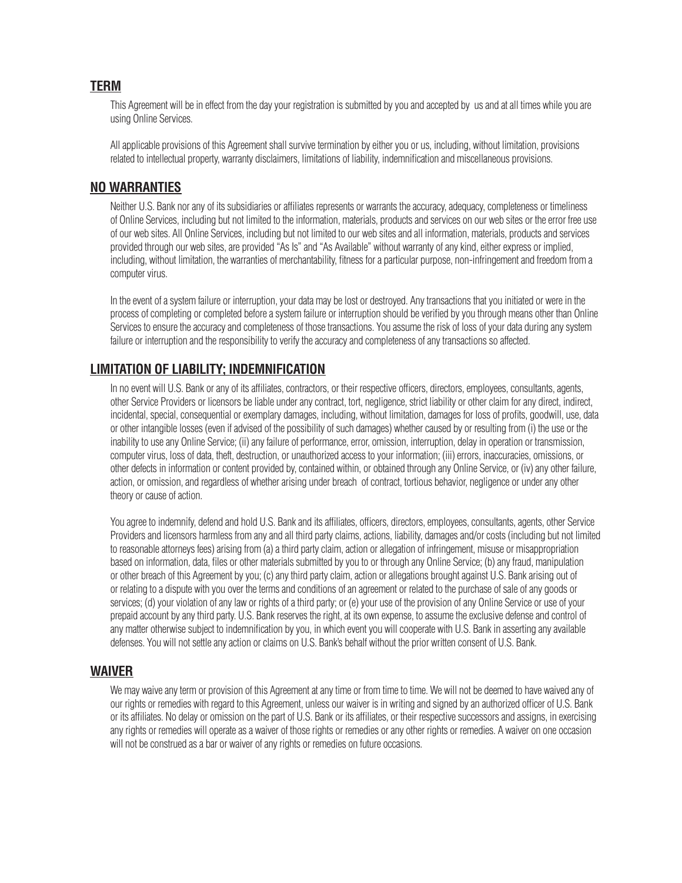## TERM

This Agreement will be in effect from the day your registration is submitted by you and accepted by us and at all times while you are using Online Services.

All applicable provisions of this Agreement shall survive termination by either you or us, including, without limitation, provisions related to intellectual property, warranty disclaimers, limitations of liability, indemnification and miscellaneous provisions.

## NO WARRANTIES

Neither U.S. Bank nor any of its subsidiaries or affiliates represents or warrants the accuracy, adequacy, completeness or timeliness of Online Services, including but not limited to the information, materials, products and services on our web sites or the error free use of our web sites. All Online Services, including but not limited to our web sites and all information, materials, products and services provided through our web sites, are provided "As Is" and "As Available" without warranty of any kind, either express or implied, including, without limitation, the warranties of merchantability, fitness for a particular purpose, non-infringement and freedom from a computer virus.

In the event of a system failure or interruption, your data may be lost or destroyed. Any transactions that you initiated or were in the process of completing or completed before a system failure or interruption should be verified by you through means other than Online Services to ensure the accuracy and completeness of those transactions. You assume the risk of loss of your data during any system failure or interruption and the responsibility to verify the accuracy and completeness of any transactions so affected.

## LIMITATION OF LIABILITY; INDEMNIFICATION

In no event will U.S. Bank or any of its affiliates, contractors, or their respective officers, directors, employees, consultants, agents, other Service Providers or licensors be liable under any contract, tort, negligence, strict liability or other claim for any direct, indirect, incidental, special, consequential or exemplary damages, including, without limitation, damages for loss of profits, goodwill, use, data or other intangible losses (even if advised of the possibility of such damages) whether caused by or resulting from (i) the use or the inability to use any Online Service; (ii) any failure of performance, error, omission, interruption, delay in operation or transmission, computer virus, loss of data, theft, destruction, or unauthorized access to your information; (iii) errors, inaccuracies, omissions, or other defects in information or content provided by, contained within, or obtained through any Online Service, or (iv) any other failure, action, or omission, and regardless of whether arising under breach of contract, tortious behavior, negligence or under any other theory or cause of action.

You agree to indemnify, defend and hold U.S. Bank and its affiliates, officers, directors, employees, consultants, agents, other Service Providers and licensors harmless from any and all third party claims, actions, liability, damages and/or costs (including but not limited to reasonable attorneys fees) arising from (a) a third party claim, action or allegation of infringement, misuse or misappropriation based on information, data, files or other materials submitted by you to or through any Online Service; (b) any fraud, manipulation or other breach of this Agreement by you; (c) any third party claim, action or allegations brought against U.S. Bank arising out of or relating to a dispute with you over the terms and conditions of an agreement or related to the purchase of sale of any goods or services; (d) your violation of any law or rights of a third party; or (e) your use of the provision of any Online Service or use of your prepaid account by any third party. U.S. Bank reserves the right, at its own expense, to assume the exclusive defense and control of any matter otherwise subject to indemnification by you, in which event you will cooperate with U.S. Bank in asserting any available defenses. You will not settle any action or claims on U.S. Bank's behalf without the prior written consent of U.S. Bank.

## WAIVER

We may waive any term or provision of this Agreement at any time or from time to time. We will not be deemed to have waived any of our rights or remedies with regard to this Agreement, unless our waiver is in writing and signed by an authorized officer of U.S. Bank or its affiliates. No delay or omission on the part of U.S. Bank or its affiliates, or their respective successors and assigns, in exercising any rights or remedies will operate as a waiver of those rights or remedies or any other rights or remedies. A waiver on one occasion will not be construed as a bar or waiver of any rights or remedies on future occasions.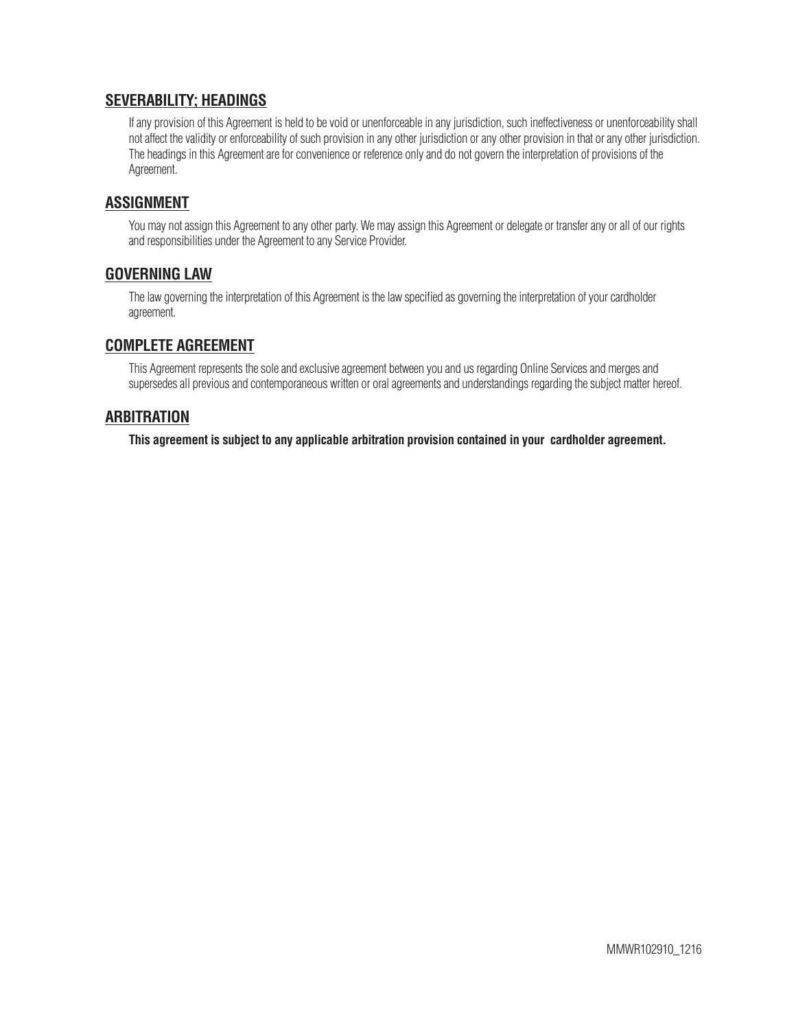## SEVERABILITY; HEADINGS

If any provision of this Agreement is held to be void or unenforceable in any jurisdiction, such ineffectiveness or unenforceability shall not affect the validity or enforceability of such provision in any other jurisdiction or any other provision in that or any other jurisdiction. The headings in this Agreement are for convenience or reference only and do not govern the interpretation of provisions of the Agreement.

## ASSIGNMENT

You may not assign this Agreement to any other party. We may assign this Agreement or delegate or transfer any or all of our rights and responsibilities under the Agreement to any Service Provider.

## GOVERNING LAW

The law governing the interpretation of this Agreement is the law specified as governing the interpretation of your cardholder agreement.

## COMPLETE AGREEMENT

This Agreement represents the sole and exclusive agreement between you and us regarding Online Services and merges and supersedes all previous and contemporaneous written or oral agreements and understandings regarding the subject matter hereof.

## ARBITRATION

**This agreement is subject to any applicable arbitration provision contained in your cardholder agreement.**

MMWR102910_1216